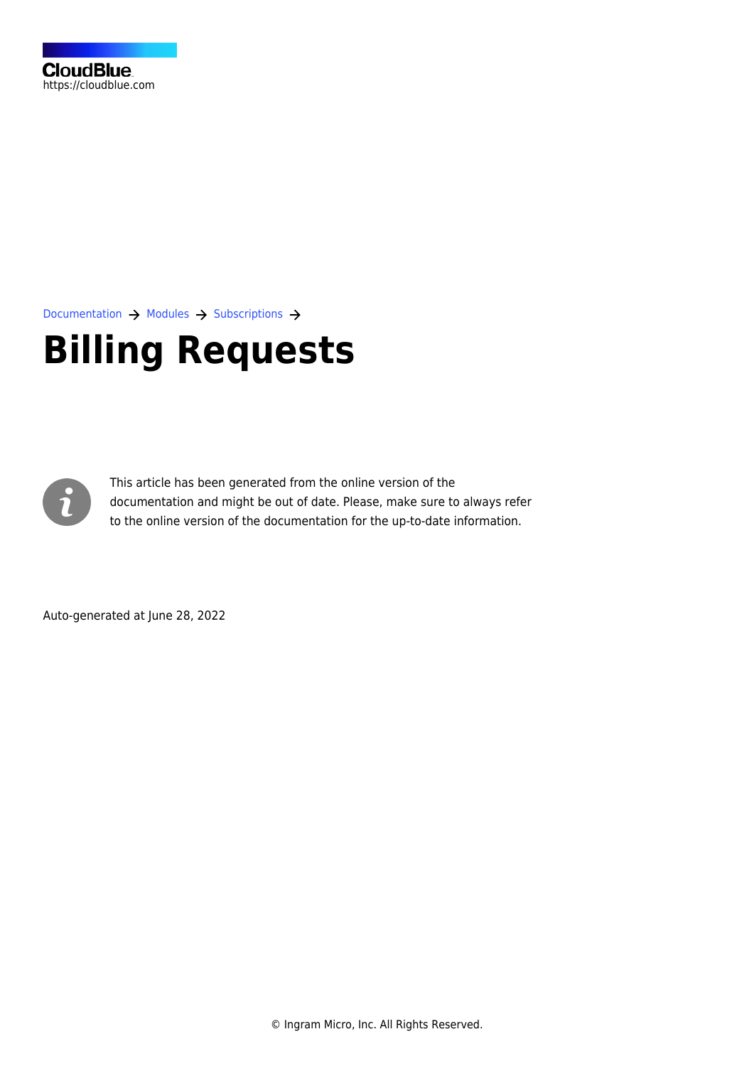CloudBlue
https://cloudblue.com

Documentation → Modules → Subscriptions →

# Billing Requests

This article has been generated from the online version of the documentation and might be out of date. Please, make sure to always refer to the online version of the documentation for the up-to-date information.

Auto-generated at June 28, 2022

© Ingram Micro, Inc. All Rights Reserved.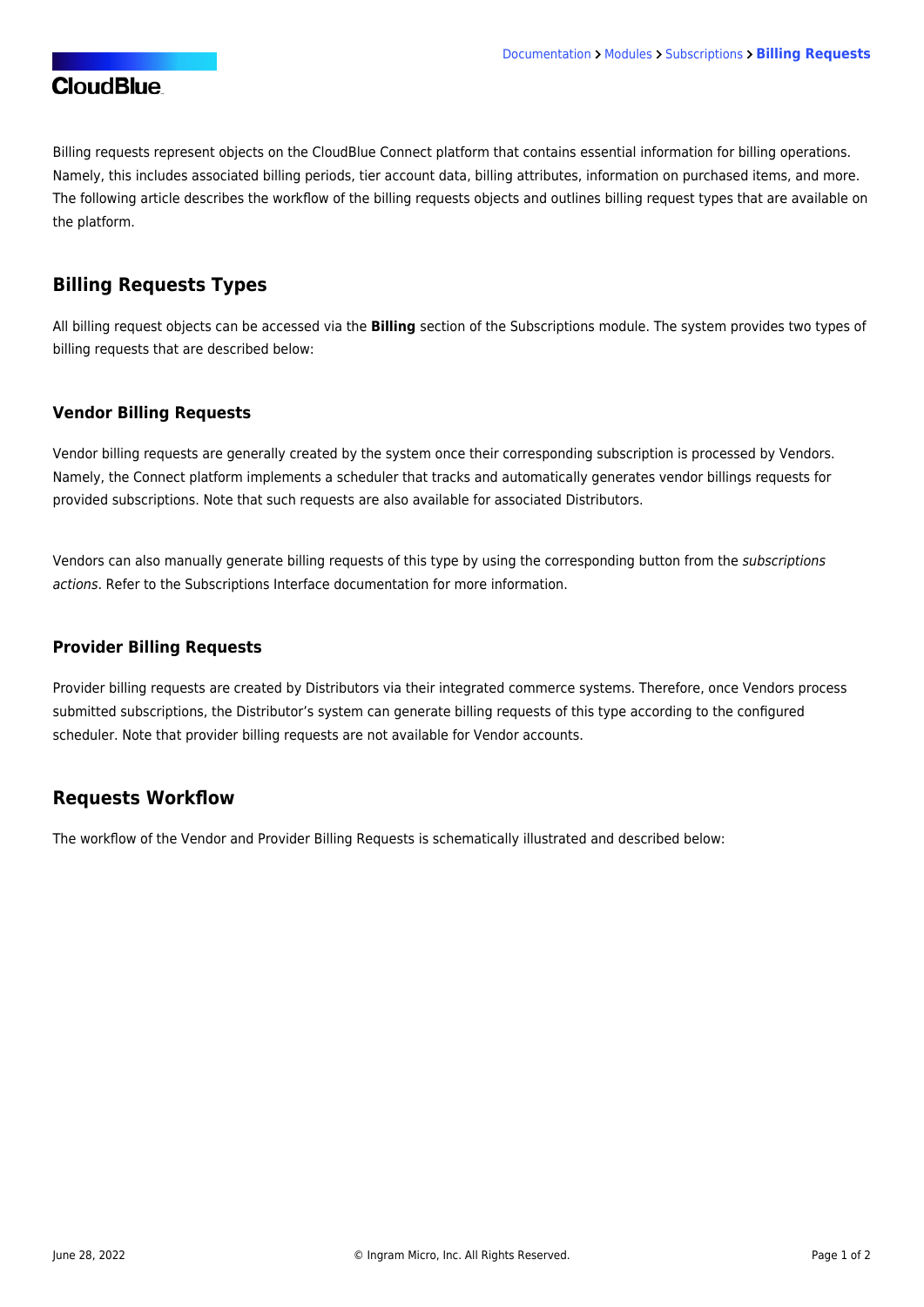Billing requests represent objects on the CloudBlue Connect platform that contains essential information for billing operations. Namely, this includes associated billing periods, tier account data, billing attributes, information on purchased items, and more. The following article describes the workflow of the billing requests objects and outlines billing request types that are available on the platform.

## Billing Requests Types

All billing request objects can be accessed via the **Billing** section of the Subscriptions module. The system provides two types of billing requests that are described below:

### Vendor Billing Requests

Vendor billing requests are generally created by the system once their corresponding subscription is processed by Vendors. Namely, the Connect platform implements a scheduler that tracks and automatically generates vendor billings requests for provided subscriptions. Note that such requests are also available for associated Distributors.

Vendors can also manually generate billing requests of this type by using the corresponding button from the *subscriptions actions*. Refer to the Subscriptions Interface documentation for more information.

### Provider Billing Requests

Provider billing requests are created by Distributors via their integrated commerce systems. Therefore, once Vendors process submitted subscriptions, the Distributor's system can generate billing requests of this type according to the configured scheduler. Note that provider billing requests are not available for Vendor accounts.

## Requests Workflow

The workflow of the Vendor and Provider Billing Requests is schematically illustrated and described below: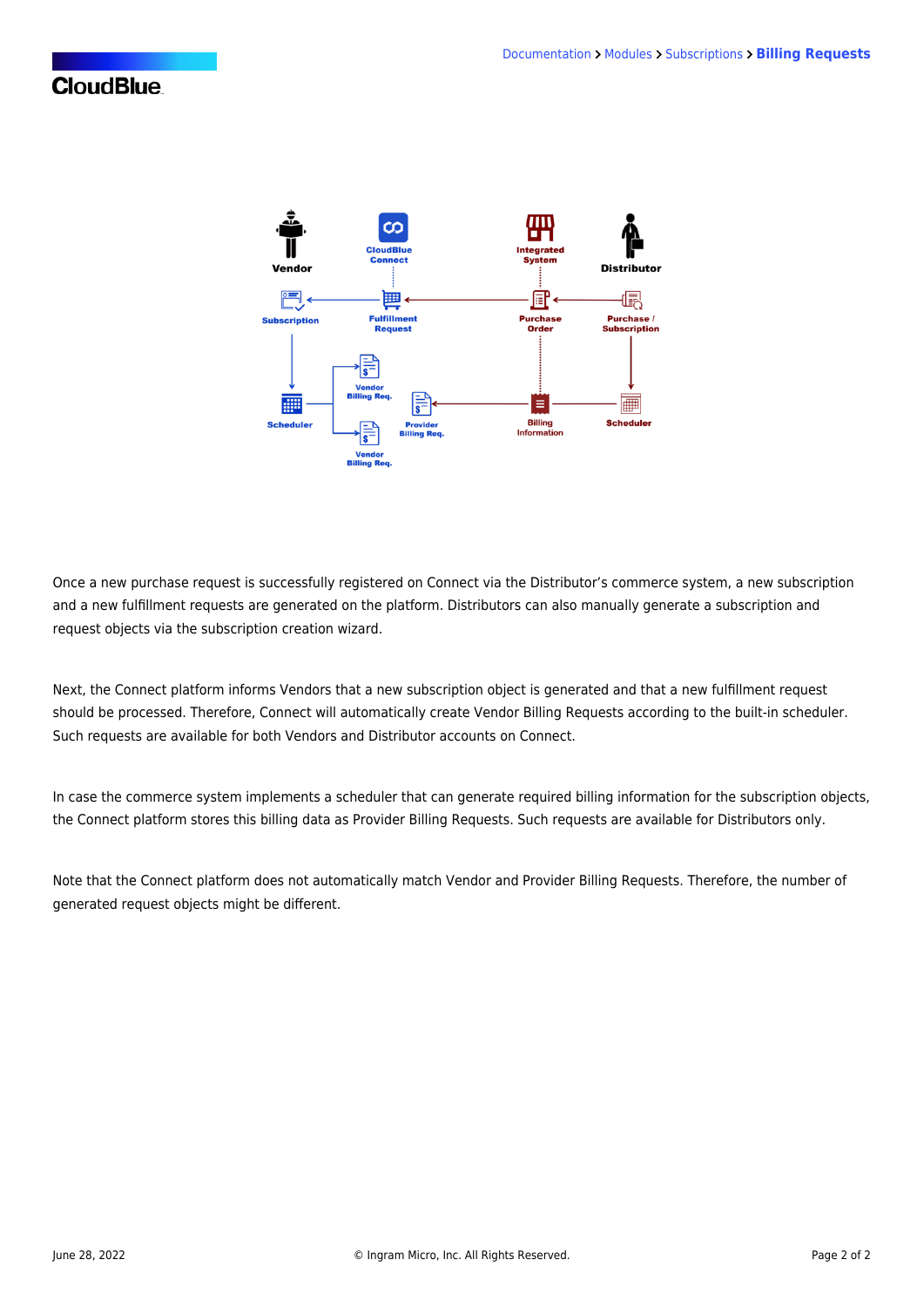Vendor

CloudBlue Connect

Integrated System

Distributor

Subscription

Fulfillment Request

Purchase Order

Purchase / Subscription

Vendor Billing Req.

Scheduler

Provider Billing Req.

Billing Information

Scheduler

Vendor Billing Req.

Once a new purchase request is successfully registered on Connect via the Distributor's commerce system, a new subscription and a new fulfillment requests are generated on the platform. Distributors can also manually generate a subscription and request objects via the subscription creation wizard.

Next, the Connect platform informs Vendors that a new subscription object is generated and that a new fulfillment request should be processed. Therefore, Connect will automatically create Vendor Billing Requests according to the built-in scheduler. Such requests are available for both Vendors and Distributor accounts on Connect.

In case the commerce system implements a scheduler that can generate required billing information for the subscription objects, the Connect platform stores this billing data as Provider Billing Requests. Such requests are available for Distributors only.

Note that the Connect platform does not automatically match Vendor and Provider Billing Requests. Therefore, the number of generated request objects might be different.